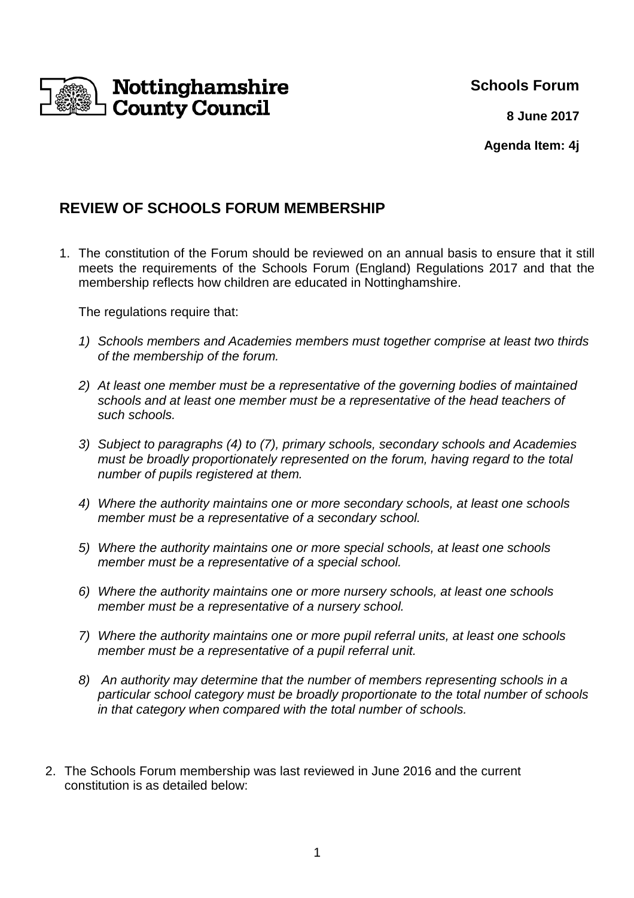Nottinghamshire County Council

**Schools Forum**

**8 June 2017**

**Agenda Item: 4j**

## REVIEW OF SCHOOLS FORUM MEMBERSHIP

1. The constitution of the Forum should be reviewed on an annual basis to ensure that it still meets the requirements of the Schools Forum (England) Regulations 2017 and that the membership reflects how children are educated in Nottinghamshire.

   The regulations require that:

   1) *Schools members and Academies members must together comprise at least two thirds of the membership of the forum.*

   2) *At least one member must be a representative of the governing bodies of maintained schools and at least one member must be a representative of the head teachers of such schools.*

   3) *Subject to paragraphs (4) to (7), primary schools, secondary schools and Academies must be broadly proportionately represented on the forum, having regard to the total number of pupils registered at them.*

   4) *Where the authority maintains one or more secondary schools, at least one schools member must be a representative of a secondary school.*

   5) *Where the authority maintains one or more special schools, at least one schools member must be a representative of a special school.*

   6) *Where the authority maintains one or more nursery schools, at least one schools member must be a representative of a nursery school.*

   7) *Where the authority maintains one or more pupil referral units, at least one schools member must be a representative of a pupil referral unit.*

   8) *An authority may determine that the number of members representing schools in a particular school category must be broadly proportionate to the total number of schools in that category when compared with the total number of schools.*

2. The Schools Forum membership was last reviewed in June 2016 and the current constitution is as detailed below: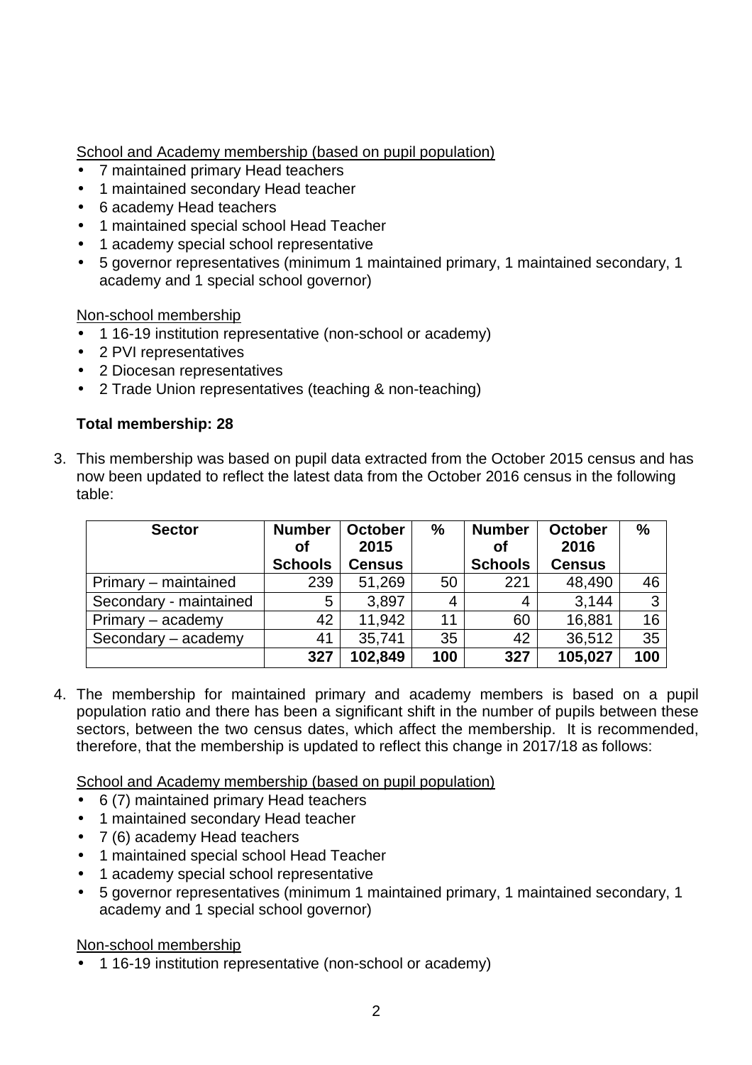School and Academy membership (based on pupil population)

- 7 maintained primary Head teachers
- 1 maintained secondary Head teacher
- 6 academy Head teachers
- 1 maintained special school Head Teacher
- 1 academy special school representative
- 5 governor representatives (minimum 1 maintained primary, 1 maintained secondary, 1 academy and 1 special school governor)

Non-school membership

- 1 16-19 institution representative (non-school or academy)
- 2 PVI representatives
- 2 Diocesan representatives
- 2 Trade Union representatives (teaching & non-teaching)

**Total membership: 28**

3. This membership was based on pupil data extracted from the October 2015 census and has now been updated to reflect the latest data from the October 2016 census in the following table:

| Sector | Number of Schools | October 2015 Census | % | Number of Schools | October 2016 Census | % |
|---|---|---|---|---|---|---|
| Primary – maintained | 239 | 51,269 | 50 | 221 | 48,490 | 46 |
| Secondary - maintained | 5 | 3,897 | 4 | 4 | 3,144 | 3 |
| Primary – academy | 42 | 11,942 | 11 | 60 | 16,881 | 16 |
| Secondary – academy | 41 | 35,741 | 35 | 42 | 36,512 | 35 |
| | **327** | **102,849** | **100** | **327** | **105,027** | **100** |

4. The membership for maintained primary and academy members is based on a pupil population ratio and there has been a significant shift in the number of pupils between these sectors, between the two census dates, which affect the membership. It is recommended, therefore, that the membership is updated to reflect this change in 2017/18 as follows:

School and Academy membership (based on pupil population)

- 6 (7) maintained primary Head teachers
- 1 maintained secondary Head teacher
- 7 (6) academy Head teachers
- 1 maintained special school Head Teacher
- 1 academy special school representative
- 5 governor representatives (minimum 1 maintained primary, 1 maintained secondary, 1 academy and 1 special school governor)

Non-school membership

- 1 16-19 institution representative (non-school or academy)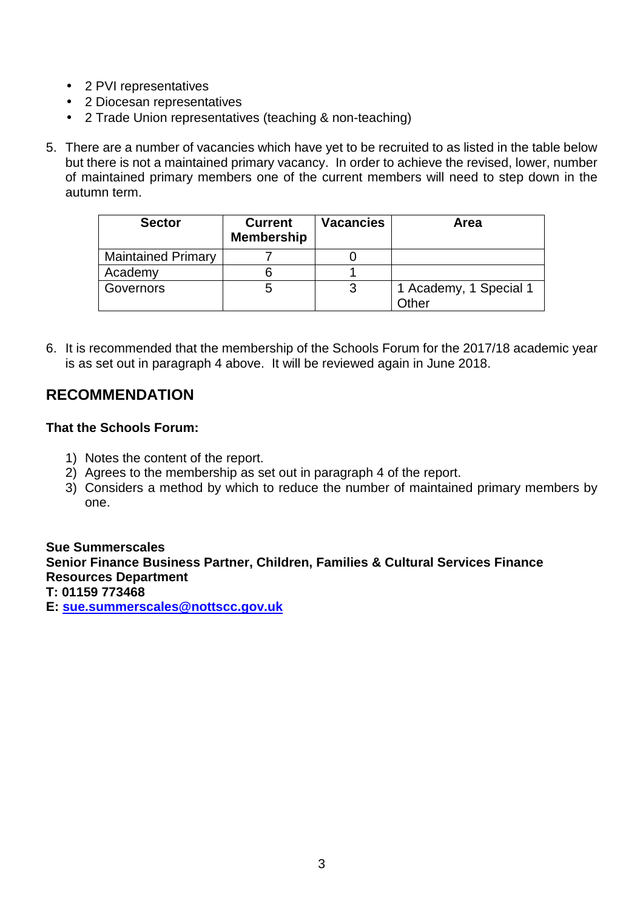- 2 PVI representatives
- 2 Diocesan representatives
- 2 Trade Union representatives (teaching & non-teaching)

5. There are a number of vacancies which have yet to be recruited to as listed in the table below but there is not a maintained primary vacancy. In order to achieve the revised, lower, number of maintained primary members one of the current members will need to step down in the autumn term.

| Sector | Current Membership | Vacancies | Area |
|---|---|---|---|
| Maintained Primary | 7 | 0 | |
| Academy | 6 | 1 | |
| Governors | 5 | 3 | 1 Academy, 1 Special 1 Other |

6. It is recommended that the membership of the Schools Forum for the 2017/18 academic year is as set out in paragraph 4 above. It will be reviewed again in June 2018.

## RECOMMENDATION

**That the Schools Forum:**

1) Notes the content of the report.
2) Agrees to the membership as set out in paragraph 4 of the report.
3) Considers a method by which to reduce the number of maintained primary members by one.

**Sue Summerscales**
**Senior Finance Business Partner, Children, Families & Cultural Services Finance Resources Department**
**T: 01159 773468**
**E: sue.summerscales@nottscc.gov.uk**